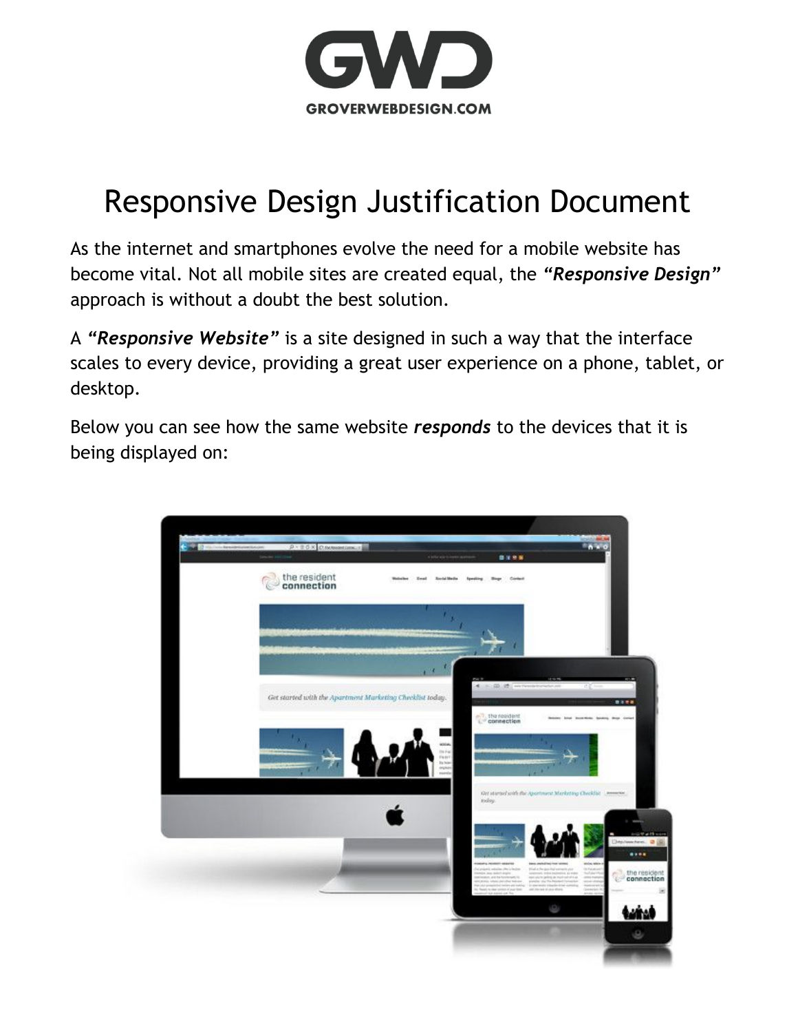# Responsive Design Justification Document

As the internet and smartphones evolve the need for a mobile website has become vital. Not all mobile sites are created equal, the ***"Responsive Design"*** approach is without a doubt the best solution.

A ***"Responsive Website"*** is a site designed in such a way that the interface scales to every device, providing a great user experience on a phone, tablet, or desktop.

Below you can see how the same website ***responds*** to the devices that it is being displayed on: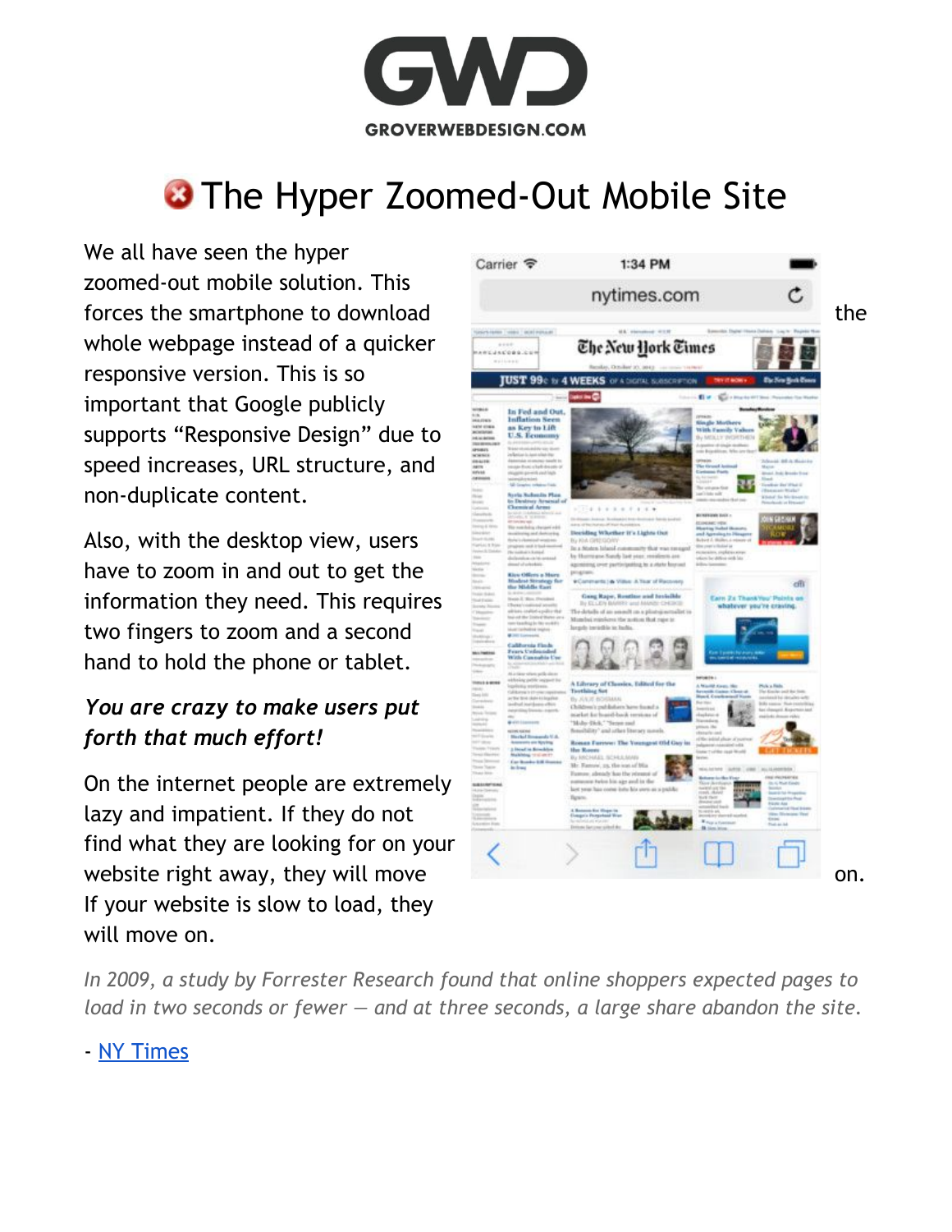# The Hyper Zoomed-Out Mobile Site

We all have seen the hyper zoomed-out mobile solution. This forces the smartphone to download the whole webpage instead of a quicker responsive version. This is so important that Google publicly supports "Responsive Design" due to speed increases, URL structure, and non-duplicate content.

Also, with the desktop view, users have to zoom in and out to get the information they need. This requires two fingers to zoom and a second hand to hold the phone or tablet.

***You are crazy to make users put forth that much effort!***

On the internet people are extremely lazy and impatient. If they do not find what they are looking for on your website right away, they will move on. If your website is slow to load, they will move on.

*In 2009, a study by Forrester Research found that online shoppers expected pages to load in two seconds or fewer — and at three seconds, a large share abandon the site.*

- NY Times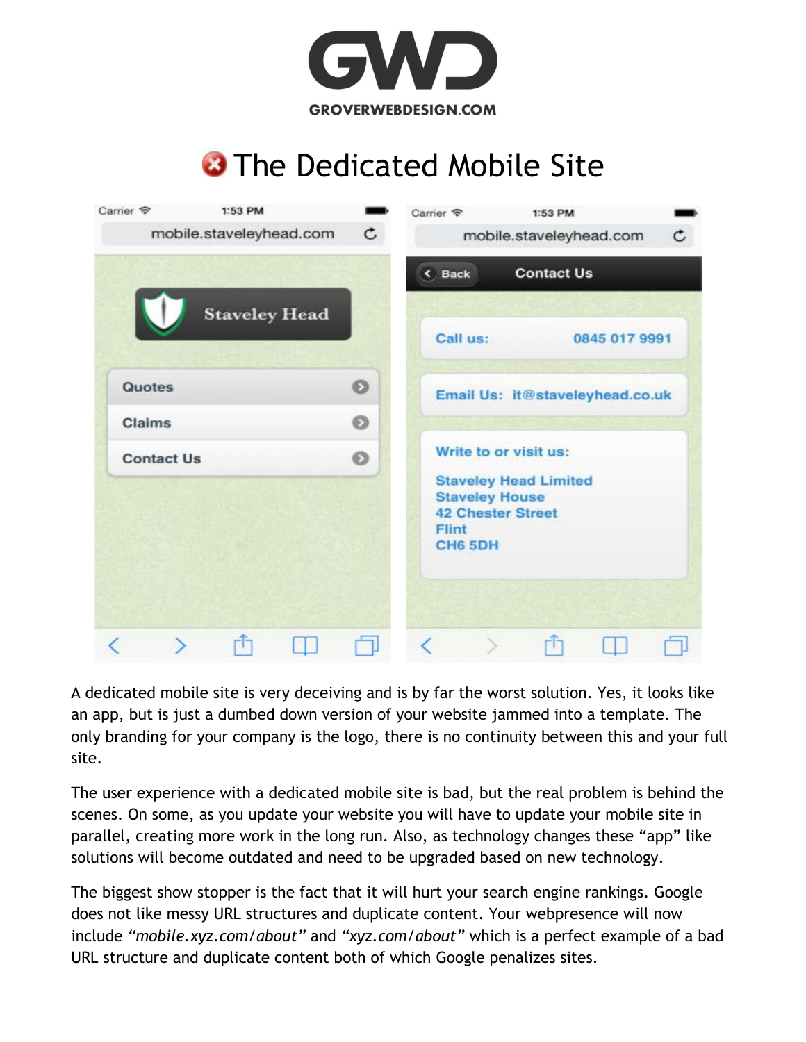# The Dedicated Mobile Site

A dedicated mobile site is very deceiving and is by far the worst solution. Yes, it looks like an app, but is just a dumbed down version of your website jammed into a template. The only branding for your company is the logo, there is no continuity between this and your full site.

The user experience with a dedicated mobile site is bad, but the real problem is behind the scenes. On some, as you update your website you will have to update your mobile site in parallel, creating more work in the long run. Also, as technology changes these "app" like solutions will become outdated and need to be upgraded based on new technology.

The biggest show stopper is the fact that it will hurt your search engine rankings. Google does not like messy URL structures and duplicate content. Your webpresence will now include *"mobile.xyz.com/about"* and *"xyz.com/about"* which is a perfect example of a bad URL structure and duplicate content both of which Google penalizes sites.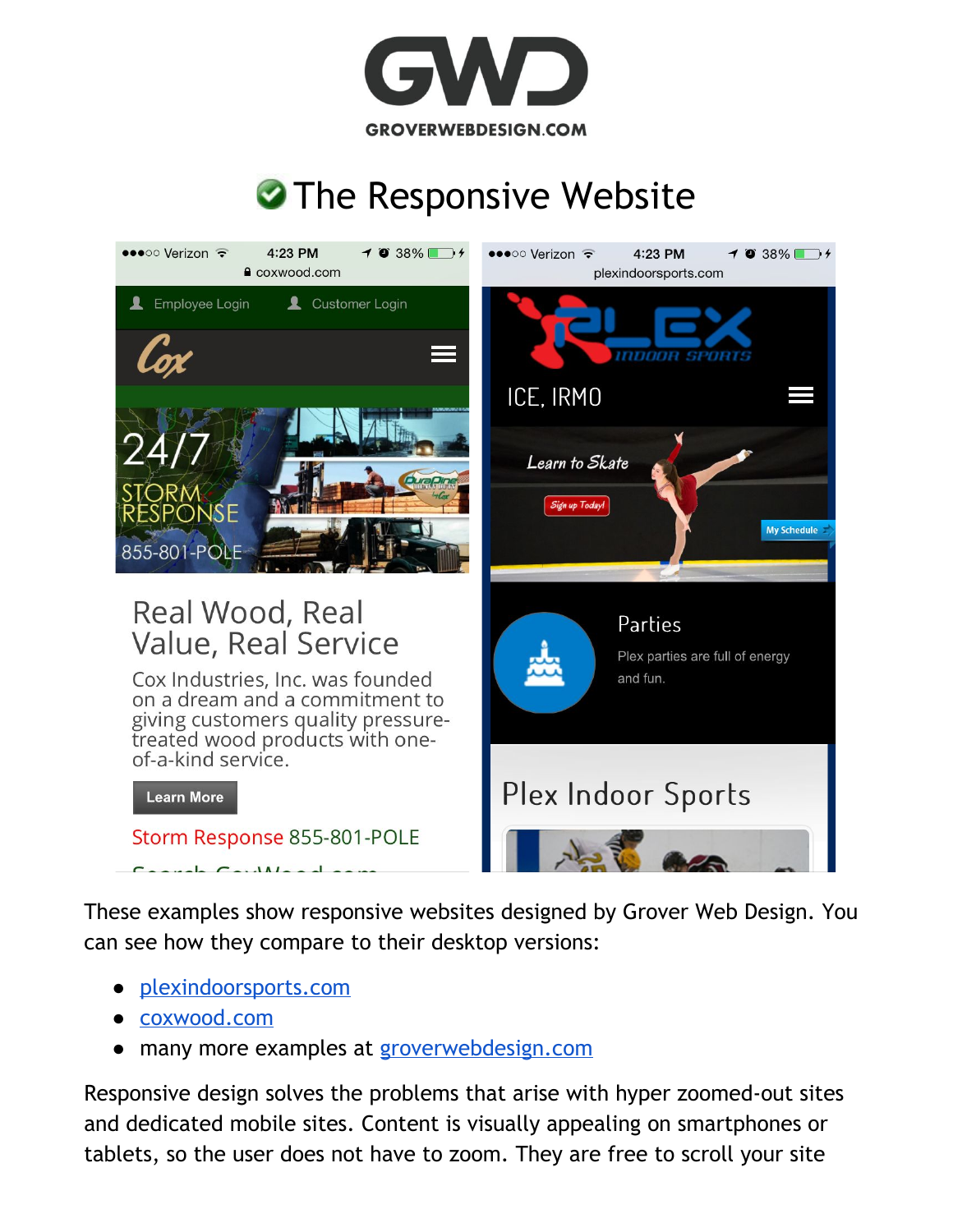# The Responsive Website

These examples show responsive websites designed by Grover Web Design. You can see how they compare to their desktop versions:

- plexindoorsports.com
- coxwood.com
- many more examples at groverwebdesign.com

Responsive design solves the problems that arise with hyper zoomed-out sites and dedicated mobile sites. Content is visually appealing on smartphones or tablets, so the user does not have to zoom. They are free to scroll your site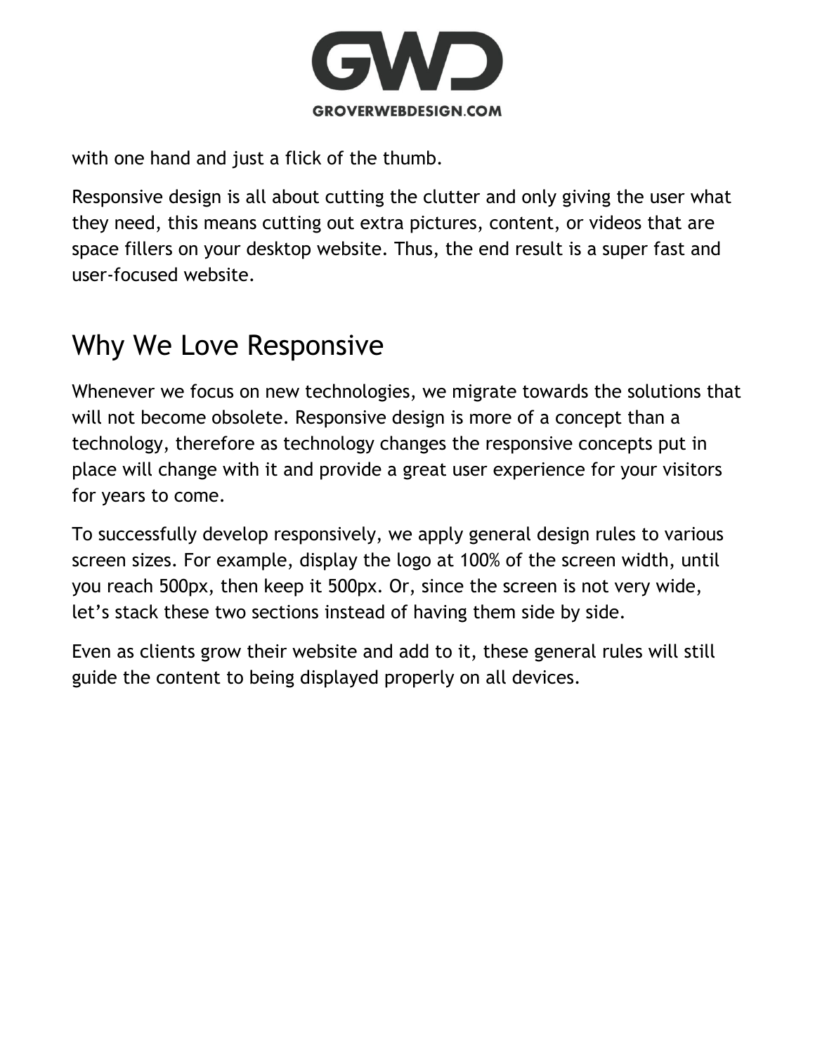with one hand and just a flick of the thumb.

Responsive design is all about cutting the clutter and only giving the user what they need, this means cutting out extra pictures, content, or videos that are space fillers on your desktop website. Thus, the end result is a super fast and user-focused website.

## Why We Love Responsive

Whenever we focus on new technologies, we migrate towards the solutions that will not become obsolete. Responsive design is more of a concept than a technology, therefore as technology changes the responsive concepts put in place will change with it and provide a great user experience for your visitors for years to come.

To successfully develop responsively, we apply general design rules to various screen sizes. For example, display the logo at 100% of the screen width, until you reach 500px, then keep it 500px. Or, since the screen is not very wide, let's stack these two sections instead of having them side by side.

Even as clients grow their website and add to it, these general rules will still guide the content to being displayed properly on all devices.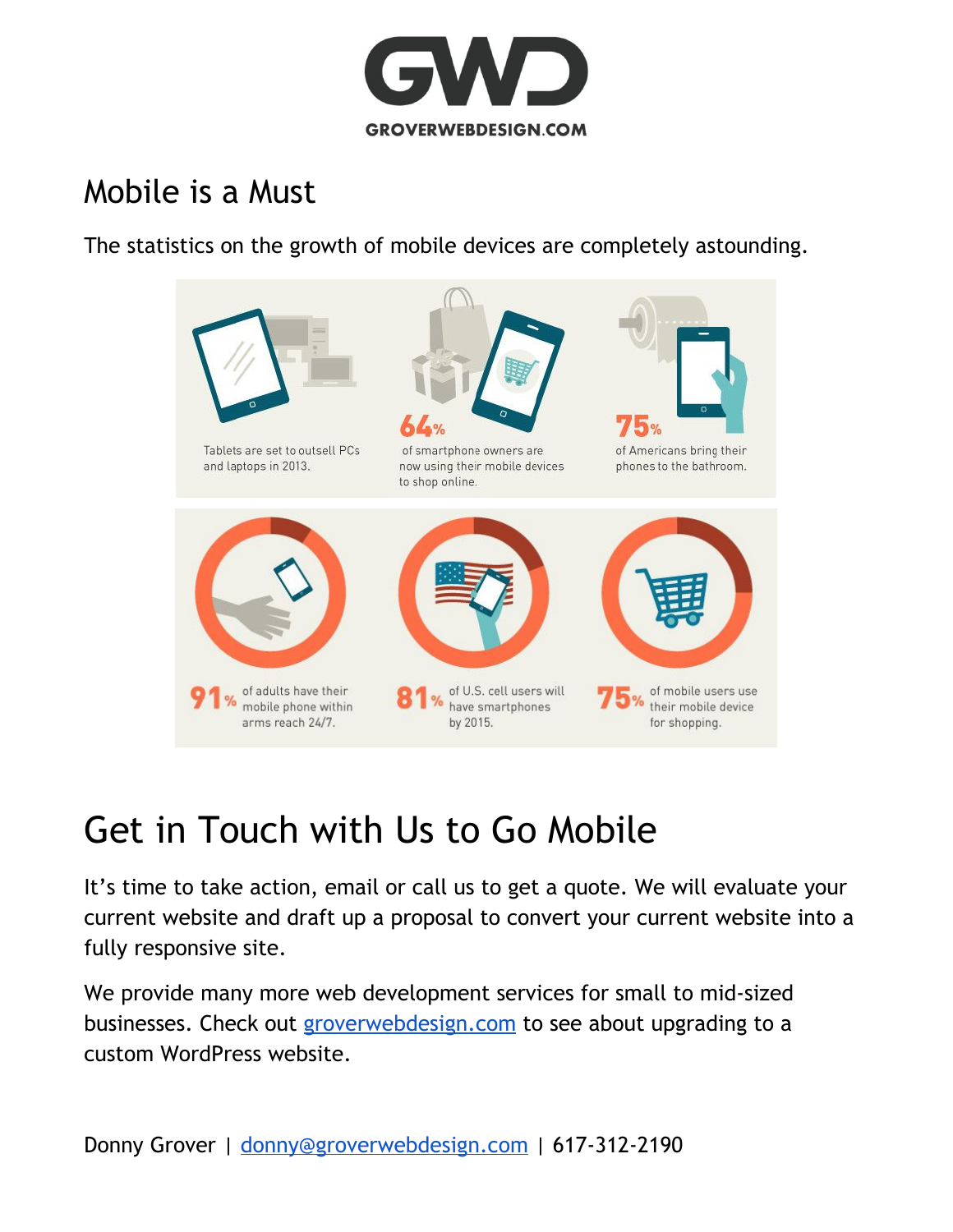GWD

GROVERWEBDESIGN.COM

# Mobile is a Must

The statistics on the growth of mobile devices are completely astounding.

Tablets are set to outsell PCs and laptops in 2013.

64% of smartphone owners are now using their mobile devices to shop online.

75% of Americans bring their phones to the bathroom.

91% of adults have their mobile phone within arms reach 24/7.

81% of U.S. cell users will have smartphones by 2015.

75% of mobile users use their mobile device for shopping.

# Get in Touch with Us to Go Mobile

It's time to take action, email or call us to get a quote. We will evaluate your current website and draft up a proposal to convert your current website into a fully responsive site.

We provide many more web development services for small to mid-sized businesses. Check out groverwebdesign.com to see about upgrading to a custom WordPress website.

Donny Grover | donny@groverwebdesign.com | 617-312-2190